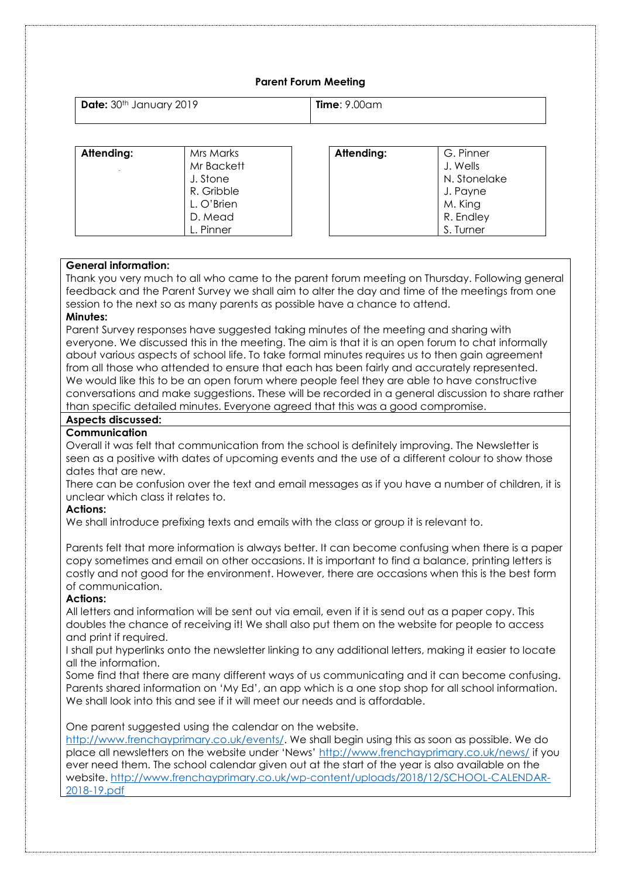# Parent Forum Meeting

| **Date:** 30th January 2019 | **Time**: 9.00am |
|---|---|

| **Attending:** | Mrs Marks<br>Mr Backett<br>J. Stone<br>R. Gribble<br>L. O'Brien<br>D. Mead<br>L. Pinner | **Attending:** | G. Pinner<br>J. Wells<br>N. Stonelake<br>J. Payne<br>M. King<br>R. Endley<br>S. Turner |
|---|---|---|---|

**General information:**

Thank you very much to all who came to the parent forum meeting on Thursday. Following general feedback and the Parent Survey we shall aim to alter the day and time of the meetings from one session to the next so as many parents as possible have a chance to attend.

**Minutes:**

Parent Survey responses have suggested taking minutes of the meeting and sharing with everyone. We discussed this in the meeting. The aim is that it is an open forum to chat informally about various aspects of school life. To take formal minutes requires us to then gain agreement from all those who attended to ensure that each has been fairly and accurately represented. We would like this to be an open forum where people feel they are able to have constructive conversations and make suggestions. These will be recorded in a general discussion to share rather than specific detailed minutes. Everyone agreed that this was a good compromise.

**Aspects discussed:**

**Communication**

Overall it was felt that communication from the school is definitely improving. The Newsletter is seen as a positive with dates of upcoming events and the use of a different colour to show those dates that are new.

There can be confusion over the text and email messages as if you have a number of children, it is unclear which class it relates to.

**Actions:**

We shall introduce prefixing texts and emails with the class or group it is relevant to.

Parents felt that more information is always better. It can become confusing when there is a paper copy sometimes and email on other occasions. It is important to find a balance, printing letters is costly and not good for the environment. However, there are occasions when this is the best form of communication.

**Actions:**

All letters and information will be sent out via email, even if it is send out as a paper copy. This doubles the chance of receiving it! We shall also put them on the website for people to access and print if required.

I shall put hyperlinks onto the newsletter linking to any additional letters, making it easier to locate all the information.

Some find that there are many different ways of us communicating and it can become confusing. Parents shared information on 'My Ed', an app which is a one stop shop for all school information. We shall look into this and see if it will meet our needs and is affordable.

One parent suggested using the calendar on the website. http://www.frenchayprimary.co.uk/events/. We shall begin using this as soon as possible. We do place all newsletters on the website under 'News' http://www.frenchayprimary.co.uk/news/ if you ever need them. The school calendar given out at the start of the year is also available on the website. http://www.frenchayprimary.co.uk/wp-content/uploads/2018/12/SCHOOL-CALENDAR-2018-19.pdf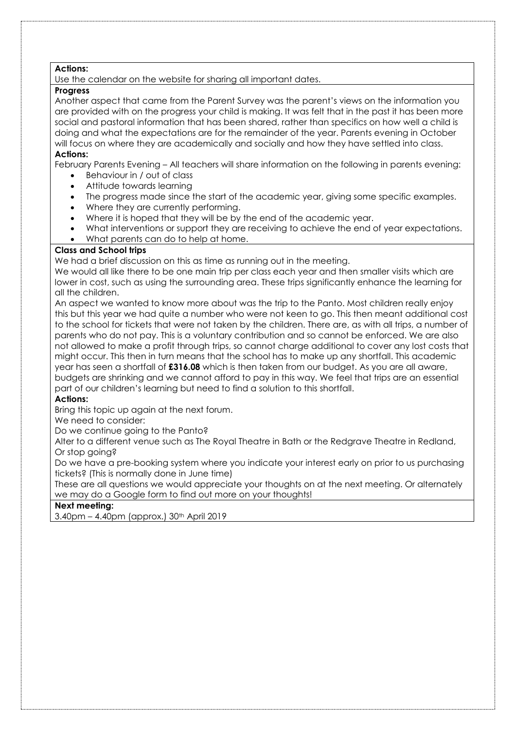**Actions:**

Use the calendar on the website for sharing all important dates.

**Progress**

Another aspect that came from the Parent Survey was the parent's views on the information you are provided with on the progress your child is making. It was felt that in the past it has been more social and pastoral information that has been shared, rather than specifics on how well a child is doing and what the expectations are for the remainder of the year. Parents evening in October will focus on where they are academically and socially and how they have settled into class.

**Actions:**

February Parents Evening – All teachers will share information on the following in parents evening:

- Behaviour in / out of class
- Attitude towards learning
- The progress made since the start of the academic year, giving some specific examples.
- Where they are currently performing.
- Where it is hoped that they will be by the end of the academic year.
- What interventions or support they are receiving to achieve the end of year expectations.
- What parents can do to help at home.

**Class and School trips**

We had a brief discussion on this as time as running out in the meeting.

We would all like there to be one main trip per class each year and then smaller visits which are lower in cost, such as using the surrounding area. These trips significantly enhance the learning for all the children.

An aspect we wanted to know more about was the trip to the Panto. Most children really enjoy this but this year we had quite a number who were not keen to go. This then meant additional cost to the school for tickets that were not taken by the children. There are, as with all trips, a number of parents who do not pay. This is a voluntary contribution and so cannot be enforced. We are also not allowed to make a profit through trips, so cannot charge additional to cover any lost costs that might occur. This then in turn means that the school has to make up any shortfall. This academic year has seen a shortfall of **£316.08** which is then taken from our budget. As you are all aware, budgets are shrinking and we cannot afford to pay in this way. We feel that trips are an essential part of our children's learning but need to find a solution to this shortfall.

**Actions:**

Bring this topic up again at the next forum.

We need to consider:

Do we continue going to the Panto?

Alter to a different venue such as The Royal Theatre in Bath or the Redgrave Theatre in Redland, Or stop going?

Do we have a pre-booking system where you indicate your interest early on prior to us purchasing tickets? (This is normally done in June time)

These are all questions we would appreciate your thoughts on at the next meeting. Or alternately we may do a Google form to find out more on your thoughts!

**Next meeting:**

3.40pm – 4.40pm (approx.) 30th April 2019